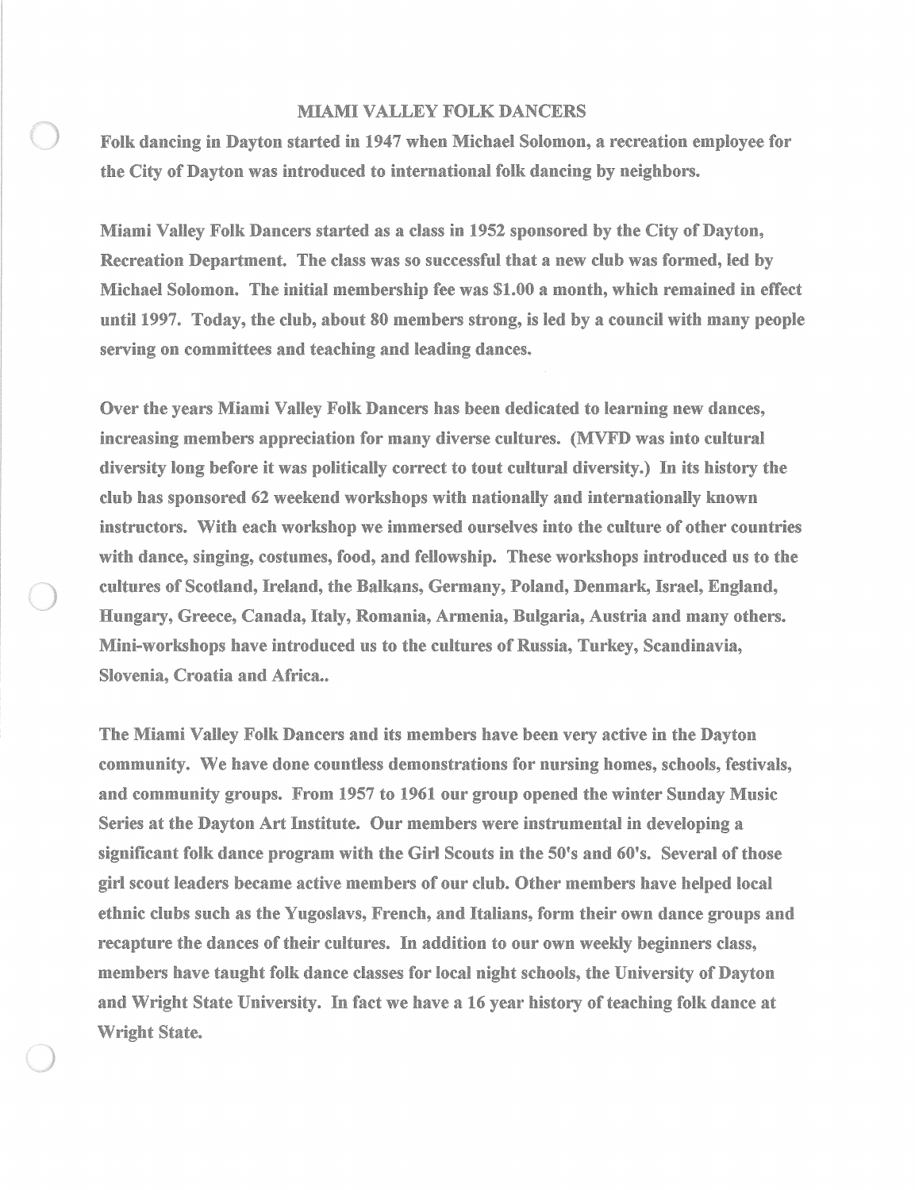# MIAMI VALLEY FOLK DANCERS

**Folk dancing in Dayton started in 1947 when Michael Solomon, a recreation employee for the City of Dayton was introduced to international folk dancing by neighbors.**

**Miami Valley Folk Dancers started as a class in 1952 sponsored by the City of Dayton, Recreation Department. The class was so successful that a new club was formed, led by Michael Solomon. The initial membership fee was $1.00 a month, which remained in effect until 1997. Today, the club, about 80 members strong, is led by a council with many people serving on committees and teaching and leading dances.**

**Over the years Miami Valley Folk Dancers has been dedicated to learning new dances, increasing members appreciation for many diverse cultures. (MVFD was into cultural diversity long before it was politically correct to tout cultural diversity.) In its history the club has sponsored 62 weekend workshops with nationally and internationally known instructors. With each workshop we immersed ourselves into the culture of other countries with dance, singing, costumes, food, and fellowship. These workshops introduced us to the cultures of Scotland, Ireland, the Balkans, Germany, Poland, Denmark, Israel, England, Hungary, Greece, Canada, Italy, Romania, Armenia, Bulgaria, Austria and many others. Mini-workshops have introduced us to the cultures of Russia, Turkey, Scandinavia, Slovenia, Croatia and Africa..**

**The Miami Valley Folk Dancers and its members have been very active in the Dayton community. We have done countless demonstrations for nursing homes, schools, festivals, and community groups. From 1957 to 1961 our group opened the winter Sunday Music Series at the Dayton Art Institute. Our members were instrumental in developing a significant folk dance program with the Girl Scouts in the 50's and 60's. Several of those girl scout leaders became active members of our club. Other members have helped local ethnic clubs such as the Yugoslavs, French, and Italians, form their own dance groups and recapture the dances of their cultures. In addition to our own weekly beginners class, members have taught folk dance classes for local night schools, the University of Dayton and Wright State University. In fact we have a 16 year history of teaching folk dance at Wright State.**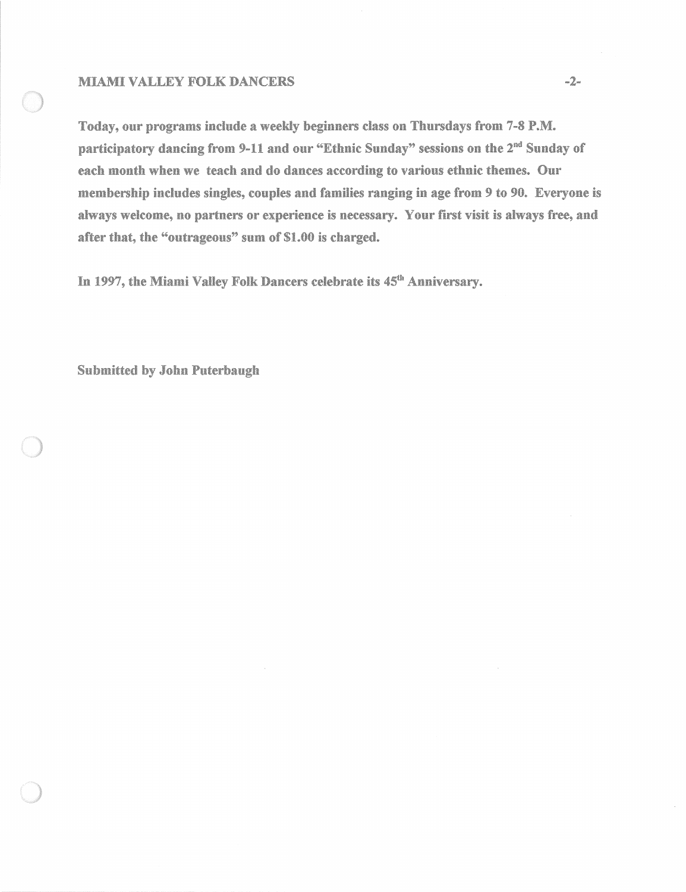Today, our programs include a weekly beginners class on Thursdays from 7-8 P.M. participatory dancing from 9-11 and our "Ethnic Sunday" sessions on the 2nd Sunday of each month when we teach and do dances according to various ethnic themes. Our membership includes singles, couples and families ranging in age from 9 to 90. Everyone is always welcome, no partners or experience is necessary. Your first visit is always free, and after that, the "outrageous" sum of $1.00 is charged.

In 1997, the Miami Valley Folk Dancers celebrate its 45th Anniversary.

Submitted by John Puterbaugh